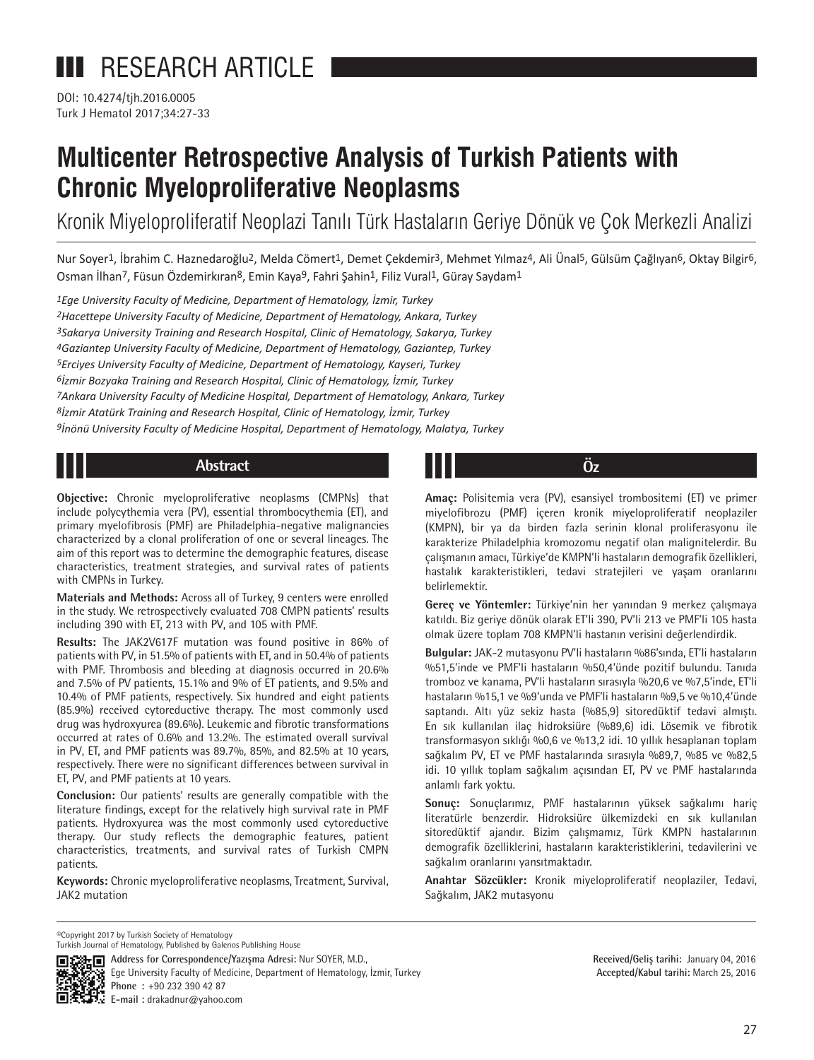# RESEARCH ARTICLE

DOI: 10.4274/tjh.2016.0005
Turk J Hematol 2017;34:27-33

# Multicenter Retrospective Analysis of Turkish Patients with Chronic Myeloproliferative Neoplasms

## Kronik Miyeloproliferatif Neoplazi Tanılı Türk Hastaların Geriye Dönük ve Çok Merkezli Analizi

Nur Soyer[1], İbrahim C. Haznedaroğlu[2], Melda Cömert[1], Demet Çekdemir[3], Mehmet Yılmaz[4], Ali Ünal[5], Gülsüm Çağlıyan[6], Oktay Bilgir[6], Osman İlhan[7], Füsun Özdemirkıran[8], Emin Kaya[9], Fahri Şahin[1], Filiz Vural[1], Güray Saydam[1]

*[1]Ege University Faculty of Medicine, Department of Hematology, İzmir, Turkey*
*[2]Hacettepe University Faculty of Medicine, Department of Hematology, Ankara, Turkey*
*[3]Sakarya University Training and Research Hospital, Clinic of Hematology, Sakarya, Turkey*
*[4]Gaziantep University Faculty of Medicine, Department of Hematology, Gaziantep, Turkey*
*[5]Erciyes University Faculty of Medicine, Department of Hematology, Kayseri, Turkey*
*[6]İzmir Bozyaka Training and Research Hospital, Clinic of Hematology, İzmir, Turkey*
*[7]Ankara University Faculty of Medicine Hospital, Department of Hematology, Ankara, Turkey*
*[8]İzmir Atatürk Training and Research Hospital, Clinic of Hematology, İzmir, Turkey*
*[9]İnönü University Faculty of Medicine Hospital, Department of Hematology, Malatya, Turkey*

### Abstract

**Objective:** Chronic myeloproliferative neoplasms (CMPNs) that include polycythemia vera (PV), essential thrombocythemia (ET), and primary myelofibrosis (PMF) are Philadelphia-negative malignancies characterized by a clonal proliferation of one or several lineages. The aim of this report was to determine the demographic features, disease characteristics, treatment strategies, and survival rates of patients with CMPNs in Turkey.

**Materials and Methods:** Across all of Turkey, 9 centers were enrolled in the study. We retrospectively evaluated 708 CMPN patients' results including 390 with ET, 213 with PV, and 105 with PMF.

**Results:** The JAK2V617F mutation was found positive in 86% of patients with PV, in 51.5% of patients with ET, and in 50.4% of patients with PMF. Thrombosis and bleeding at diagnosis occurred in 20.6% and 7.5% of PV patients, 15.1% and 9% of ET patients, and 9.5% and 10.4% of PMF patients, respectively. Six hundred and eight patients (85.9%) received cytoreductive therapy. The most commonly used drug was hydroxyurea (89.6%). Leukemic and fibrotic transformations occurred at rates of 0.6% and 13.2%. The estimated overall survival in PV, ET, and PMF patients was 89.7%, 85%, and 82.5% at 10 years, respectively. There were no significant differences between survival in ET, PV, and PMF patients at 10 years.

**Conclusion:** Our patients' results are generally compatible with the literature findings, except for the relatively high survival rate in PMF patients. Hydroxyurea was the most commonly used cytoreductive therapy. Our study reflects the demographic features, patient characteristics, treatments, and survival rates of Turkish CMPN patients.

**Keywords:** Chronic myeloproliferative neoplasms, Treatment, Survival, JAK2 mutation

### Öz

**Amaç:** Polisitemia vera (PV), esansiyel trombositemi (ET) ve primer miyelofibrozu (PMF) içeren kronik miyeloproliferatif neoplaziler (KMPN), bir ya da birden fazla serinin klonal proliferasyonu ile karakterize Philadelphia kromozomu negatif olan malignitelerdir. Bu çalışmanın amacı, Türkiye'de KMPN'li hastaların demografik özellikleri, hastalık karakteristikleri, tedavi stratejileri ve yaşam oranlarını belirlemektir.

**Gereç ve Yöntemler:** Türkiye'nin her yanından 9 merkez çalışmaya katıldı. Biz geriye dönük olarak ET'li 390, PV'li 213 ve PMF'li 105 hasta olmak üzere toplam 708 KMPN'li hastanın verisini değerlendirdik.

**Bulgular:** JAK-2 mutasyonu PV'li hastaların %86'sında, ET'li hastaların %51,5'inde ve PMF'li hastaların %50,4'ünde pozitif bulundu. Tanıda tromboz ve kanama, PV'li hastaların sırasıyla %20,6 ve %7,5'inde, ET'li hastaların %15,1 ve %9'unda ve PMF'li hastaların %9,5 ve %10,4'ünde saptandı. Altı yüz sekiz hasta (%85,9) sitoredüktif tedavi almıştı. En sık kullanılan ilaç hidroksiüre (%89,6) idi. Lösemik ve fibrotik transformasyon sıklığı %0,6 ve %13,2 idi. 10 yıllık hesaplanan toplam sağkalım PV, ET ve PMF hastalarında sırasıyla %89,7, %85 ve %82,5 idi. 10 yıllık toplam sağkalım açısından ET, PV ve PMF hastalarında anlamlı fark yoktu.

**Sonuç:** Sonuçlarımız, PMF hastalarının yüksek sağkalımı hariç literatürle benzerdir. Hidroksiüre ülkemizdeki en sık kullanılan sitoredüktif ajandır. Bizim çalışmamız, Türk KMPN hastalarının demografik özelliklerini, hastaların karakteristiklerini, tedavilerini ve sağkalım oranlarını yansıtmaktadır.

**Anahtar Sözcükler:** Kronik miyeloproliferatif neoplaziler, Tedavi, Sağkalım, JAK2 mutasyonu

©Copyright 2017 by Turkish Society of Hematology
Turkish Journal of Hematology, Published by Galenos Publishing House

**Address for Correspondence/Yazışma Adresi:** Nur SOYER, M.D.,
Ege University Faculty of Medicine, Department of Hematology, İzmir, Turkey
**Phone :** +90 232 390 42 87
**E-mail :** drakadnur@yahoo.com

**Received/Geliş tarihi:** January 04, 2016
**Accepted/Kabul tarihi:** March 25, 2016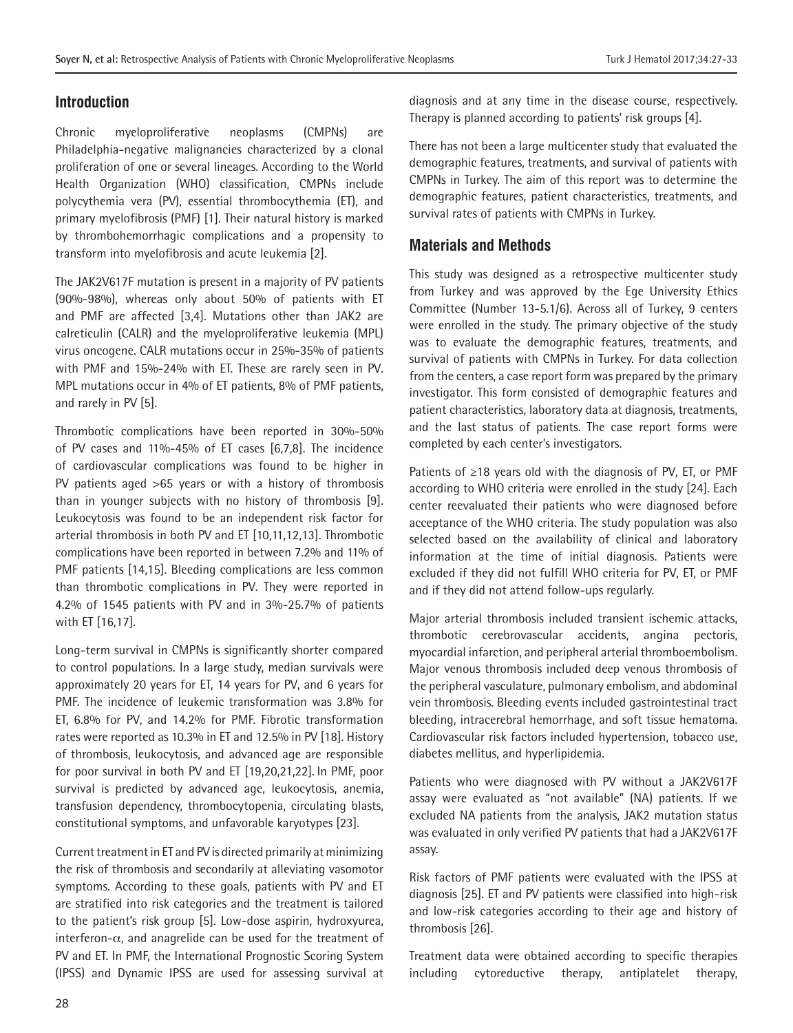## Introduction

Chronic myeloproliferative neoplasms (CMPNs) are Philadelphia-negative malignancies characterized by a clonal proliferation of one or several lineages. According to the World Health Organization (WHO) classification, CMPNs include polycythemia vera (PV), essential thrombocythemia (ET), and primary myelofibrosis (PMF) [1]. Their natural history is marked by thrombohemorrhagic complications and a propensity to transform into myelofibrosis and acute leukemia [2].

The JAK2V617F mutation is present in a majority of PV patients (90%-98%), whereas only about 50% of patients with ET and PMF are affected [3,4]. Mutations other than JAK2 are calreticulin (CALR) and the myeloproliferative leukemia (MPL) virus oncogene. CALR mutations occur in 25%-35% of patients with PMF and 15%-24% with ET. These are rarely seen in PV. MPL mutations occur in 4% of ET patients, 8% of PMF patients, and rarely in PV [5].

Thrombotic complications have been reported in 30%-50% of PV cases and 11%-45% of ET cases [6,7,8]. The incidence of cardiovascular complications was found to be higher in PV patients aged >65 years or with a history of thrombosis than in younger subjects with no history of thrombosis [9]. Leukocytosis was found to be an independent risk factor for arterial thrombosis in both PV and ET [10,11,12,13]. Thrombotic complications have been reported in between 7.2% and 11% of PMF patients [14,15]. Bleeding complications are less common than thrombotic complications in PV. They were reported in 4.2% of 1545 patients with PV and in 3%-25.7% of patients with ET [16,17].

Long-term survival in CMPNs is significantly shorter compared to control populations. In a large study, median survivals were approximately 20 years for ET, 14 years for PV, and 6 years for PMF. The incidence of leukemic transformation was 3.8% for ET, 6.8% for PV, and 14.2% for PMF. Fibrotic transformation rates were reported as 10.3% in ET and 12.5% in PV [18]. History of thrombosis, leukocytosis, and advanced age are responsible for poor survival in both PV and ET [19,20,21,22]. In PMF, poor survival is predicted by advanced age, leukocytosis, anemia, transfusion dependency, thrombocytopenia, circulating blasts, constitutional symptoms, and unfavorable karyotypes [23].

Current treatment in ET and PV is directed primarily at minimizing the risk of thrombosis and secondarily at alleviating vasomotor symptoms. According to these goals, patients with PV and ET are stratified into risk categories and the treatment is tailored to the patient's risk group [5]. Low-dose aspirin, hydroxyurea, interferon-$\alpha$, and anagrelide can be used for the treatment of PV and ET. In PMF, the International Prognostic Scoring System (IPSS) and Dynamic IPSS are used for assessing survival at diagnosis and at any time in the disease course, respectively. Therapy is planned according to patients' risk groups [4].

There has not been a large multicenter study that evaluated the demographic features, treatments, and survival of patients with CMPNs in Turkey. The aim of this report was to determine the demographic features, patient characteristics, treatments, and survival rates of patients with CMPNs in Turkey.

## Materials and Methods

This study was designed as a retrospective multicenter study from Turkey and was approved by the Ege University Ethics Committee (Number 13-5.1/6). Across all of Turkey, 9 centers were enrolled in the study. The primary objective of the study was to evaluate the demographic features, treatments, and survival of patients with CMPNs in Turkey. For data collection from the centers, a case report form was prepared by the primary investigator. This form consisted of demographic features and patient characteristics, laboratory data at diagnosis, treatments, and the last status of patients. The case report forms were completed by each center's investigators.

Patients of ≥18 years old with the diagnosis of PV, ET, or PMF according to WHO criteria were enrolled in the study [24]. Each center reevaluated their patients who were diagnosed before acceptance of the WHO criteria. The study population was also selected based on the availability of clinical and laboratory information at the time of initial diagnosis. Patients were excluded if they did not fulfill WHO criteria for PV, ET, or PMF and if they did not attend follow-ups regularly.

Major arterial thrombosis included transient ischemic attacks, thrombotic cerebrovascular accidents, angina pectoris, myocardial infarction, and peripheral arterial thromboembolism. Major venous thrombosis included deep venous thrombosis of the peripheral vasculature, pulmonary embolism, and abdominal vein thrombosis. Bleeding events included gastrointestinal tract bleeding, intracerebral hemorrhage, and soft tissue hematoma. Cardiovascular risk factors included hypertension, tobacco use, diabetes mellitus, and hyperlipidemia.

Patients who were diagnosed with PV without a JAK2V617F assay were evaluated as "not available" (NA) patients. If we excluded NA patients from the analysis, JAK2 mutation status was evaluated in only verified PV patients that had a JAK2V617F assay.

Risk factors of PMF patients were evaluated with the IPSS at diagnosis [25]. ET and PV patients were classified into high-risk and low-risk categories according to their age and history of thrombosis [26].

Treatment data were obtained according to specific therapies including cytoreductive therapy, antiplatelet therapy,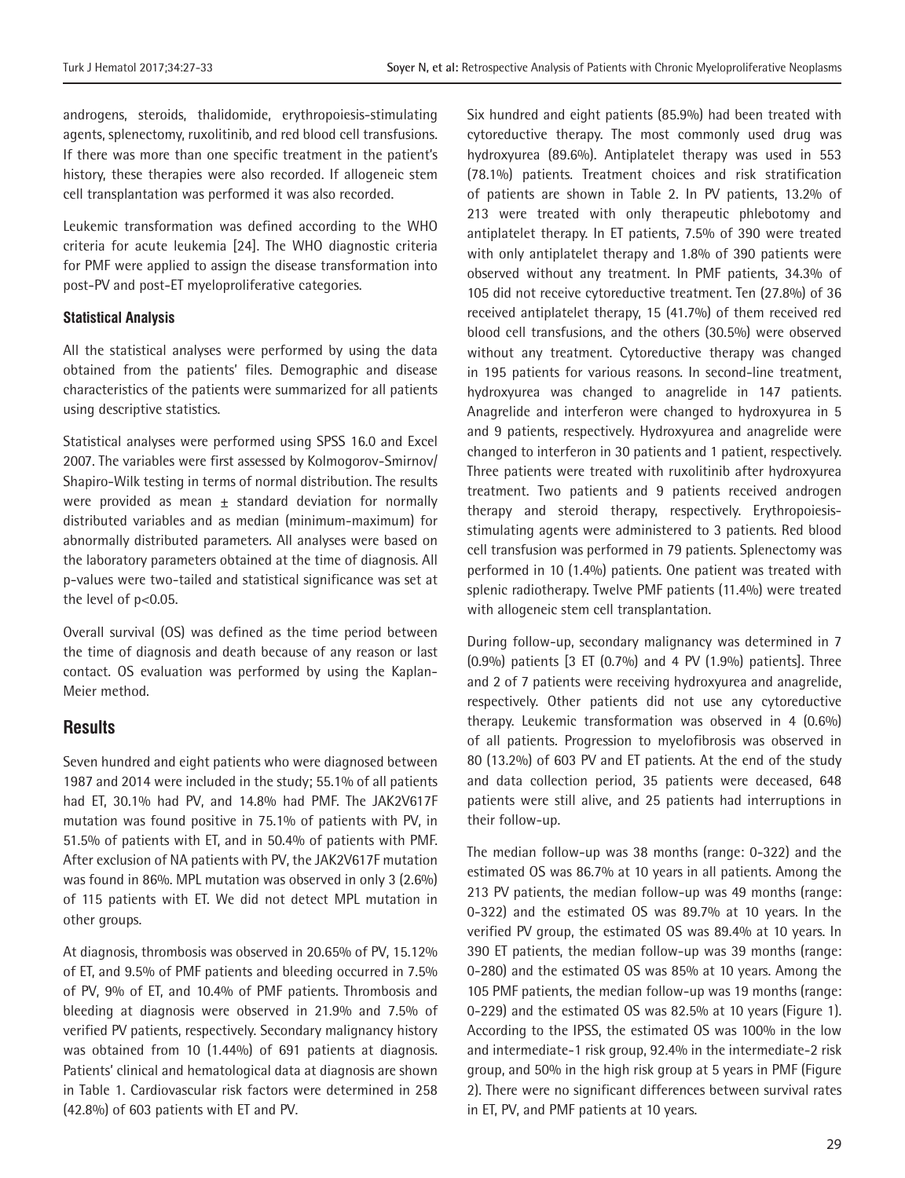androgens, steroids, thalidomide, erythropoiesis-stimulating agents, splenectomy, ruxolitinib, and red blood cell transfusions. If there was more than one specific treatment in the patient's history, these therapies were also recorded. If allogeneic stem cell transplantation was performed it was also recorded.

Leukemic transformation was defined according to the WHO criteria for acute leukemia [24]. The WHO diagnostic criteria for PMF were applied to assign the disease transformation into post-PV and post-ET myeloproliferative categories.

### Statistical Analysis

All the statistical analyses were performed by using the data obtained from the patients' files. Demographic and disease characteristics of the patients were summarized for all patients using descriptive statistics.

Statistical analyses were performed using SPSS 16.0 and Excel 2007. The variables were first assessed by Kolmogorov-Smirnov/Shapiro-Wilk testing in terms of normal distribution. The results were provided as mean ± standard deviation for normally distributed variables and as median (minimum-maximum) for abnormally distributed parameters. All analyses were based on the laboratory parameters obtained at the time of diagnosis. All p-values were two-tailed and statistical significance was set at the level of $p<0.05$.

Overall survival (OS) was defined as the time period between the time of diagnosis and death because of any reason or last contact. OS evaluation was performed by using the Kaplan-Meier method.

## Results

Seven hundred and eight patients who were diagnosed between 1987 and 2014 were included in the study; 55.1% of all patients had ET, 30.1% had PV, and 14.8% had PMF. The JAK2V617F mutation was found positive in 75.1% of patients with PV, in 51.5% of patients with ET, and in 50.4% of patients with PMF. After exclusion of NA patients with PV, the JAK2V617F mutation was found in 86%. MPL mutation was observed in only 3 (2.6%) of 115 patients with ET. We did not detect MPL mutation in other groups.

At diagnosis, thrombosis was observed in 20.65% of PV, 15.12% of ET, and 9.5% of PMF patients and bleeding occurred in 7.5% of PV, 9% of ET, and 10.4% of PMF patients. Thrombosis and bleeding at diagnosis were observed in 21.9% and 7.5% of verified PV patients, respectively. Secondary malignancy history was obtained from 10 (1.44%) of 691 patients at diagnosis. Patients' clinical and hematological data at diagnosis are shown in Table 1. Cardiovascular risk factors were determined in 258 (42.8%) of 603 patients with ET and PV.

Six hundred and eight patients (85.9%) had been treated with cytoreductive therapy. The most commonly used drug was hydroxyurea (89.6%). Antiplatelet therapy was used in 553 (78.1%) patients. Treatment choices and risk stratification of patients are shown in Table 2. In PV patients, 13.2% of 213 were treated with only therapeutic phlebotomy and antiplatelet therapy. In ET patients, 7.5% of 390 were treated with only antiplatelet therapy and 1.8% of 390 patients were observed without any treatment. In PMF patients, 34.3% of 105 did not receive cytoreductive treatment. Ten (27.8%) of 36 received antiplatelet therapy, 15 (41.7%) of them received red blood cell transfusions, and the others (30.5%) were observed without any treatment. Cytoreductive therapy was changed in 195 patients for various reasons. In second-line treatment, hydroxyurea was changed to anagrelide in 147 patients. Anagrelide and interferon were changed to hydroxyurea in 5 and 9 patients, respectively. Hydroxyurea and anagrelide were changed to interferon in 30 patients and 1 patient, respectively. Three patients were treated with ruxolitinib after hydroxyurea treatment. Two patients and 9 patients received androgen therapy and steroid therapy, respectively. Erythropoiesis-stimulating agents were administered to 3 patients. Red blood cell transfusion was performed in 79 patients. Splenectomy was performed in 10 (1.4%) patients. One patient was treated with splenic radiotherapy. Twelve PMF patients (11.4%) were treated with allogeneic stem cell transplantation.

During follow-up, secondary malignancy was determined in 7 (0.9%) patients [3 ET (0.7%) and 4 PV (1.9%) patients]. Three and 2 of 7 patients were receiving hydroxyurea and anagrelide, respectively. Other patients did not use any cytoreductive therapy. Leukemic transformation was observed in 4 (0.6%) of all patients. Progression to myelofibrosis was observed in 80 (13.2%) of 603 PV and ET patients. At the end of the study and data collection period, 35 patients were deceased, 648 patients were still alive, and 25 patients had interruptions in their follow-up.

The median follow-up was 38 months (range: 0-322) and the estimated OS was 86.7% at 10 years in all patients. Among the 213 PV patients, the median follow-up was 49 months (range: 0-322) and the estimated OS was 89.7% at 10 years. In the verified PV group, the estimated OS was 89.4% at 10 years. In 390 ET patients, the median follow-up was 39 months (range: 0-280) and the estimated OS was 85% at 10 years. Among the 105 PMF patients, the median follow-up was 19 months (range: 0-229) and the estimated OS was 82.5% at 10 years (Figure 1). According to the IPSS, the estimated OS was 100% in the low and intermediate-1 risk group, 92.4% in the intermediate-2 risk group, and 50% in the high risk group at 5 years in PMF (Figure 2). There were no significant differences between survival rates in ET, PV, and PMF patients at 10 years.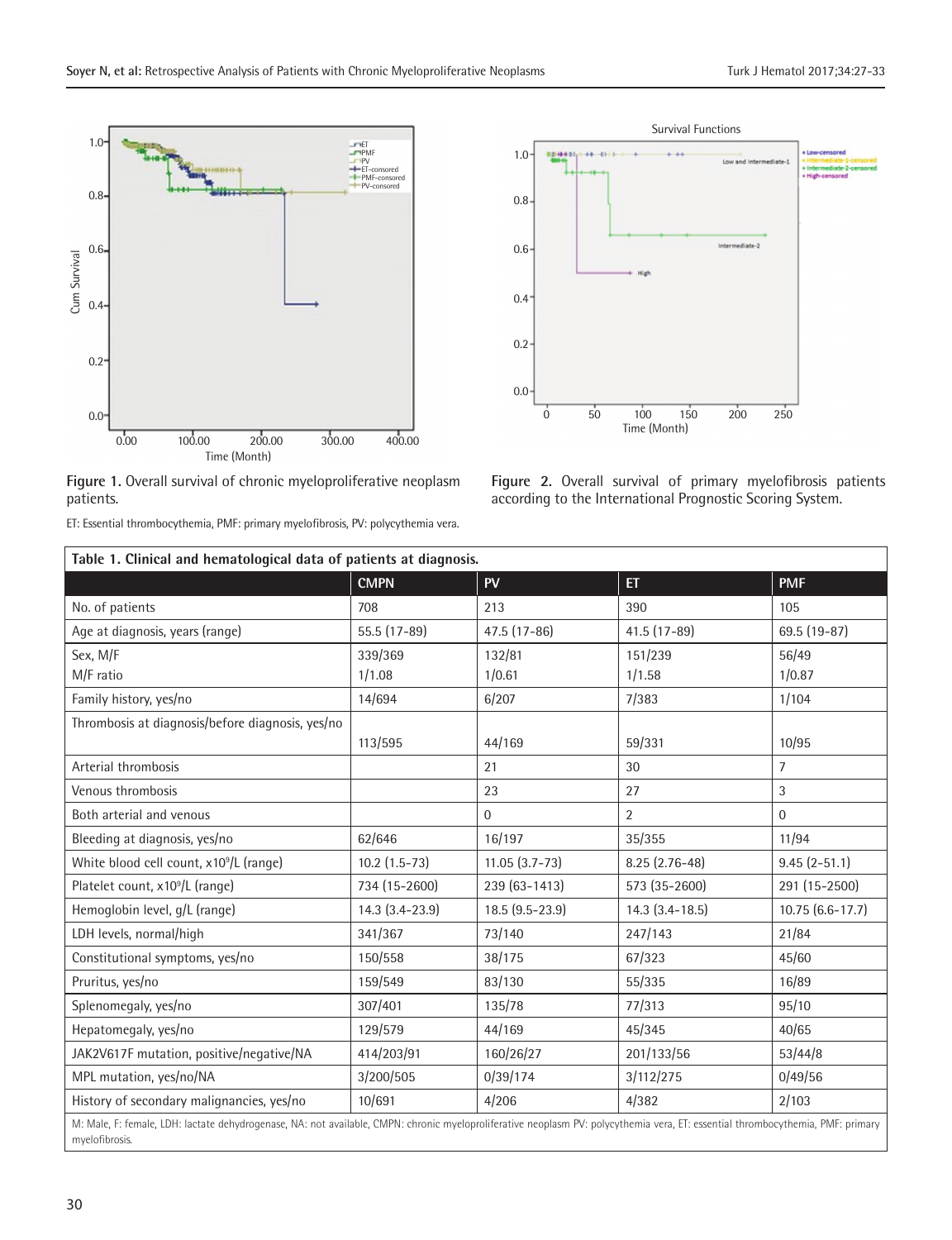Figure 1. Overall survival of chronic myeloproliferative neoplasm patients.

ET: Essential thrombocythemia, PMF: primary myelofibrosis, PV: polycythemia vera.

Figure 2. Overall survival of primary myelofibrosis patients according to the International Prognostic Scoring System.

**Table 1. Clinical and hematological data of patients at diagnosis.**

| | CMPN | PV | ET | PMF |
|---|---|---|---|---|
| No. of patients | 708 | 213 | 390 | 105 |
| Age at diagnosis, years (range) | 55.5 (17-89) | 47.5 (17-86) | 41.5 (17-89) | 69.5 (19-87) |
| Sex, M/F<br>M/F ratio | 339/369<br>1/1.08 | 132/81<br>1/0.61 | 151/239<br>1/1.58 | 56/49<br>1/0.87 |
| Family history, yes/no | 14/694 | 6/207 | 7/383 | 1/104 |
| Thrombosis at diagnosis/before diagnosis, yes/no | 113/595 | 44/169 | 59/331 | 10/95 |
| Arterial thrombosis | | 21 | 30 | 7 |
| Venous thrombosis | | 23 | 27 | 3 |
| Both arterial and venous | | 0 | 2 | 0 |
| Bleeding at diagnosis, yes/no | 62/646 | 16/197 | 35/355 | 11/94 |
| White blood cell count, $x10^9$/L (range) | 10.2 (1.5-73) | 11.05 (3.7-73) | 8.25 (2.76-48) | 9.45 (2-51.1) |
| Platelet count, $x10^9$/L (range) | 734 (15-2600) | 239 (63-1413) | 573 (35-2600) | 291 (15-2500) |
| Hemoglobin level, g/L (range) | 14.3 (3.4-23.9) | 18.5 (9.5-23.9) | 14.3 (3.4-18.5) | 10.75 (6.6-17.7) |
| LDH levels, normal/high | 341/367 | 73/140 | 247/143 | 21/84 |
| Constitutional symptoms, yes/no | 150/558 | 38/175 | 67/323 | 45/60 |
| Pruritus, yes/no | 159/549 | 83/130 | 55/335 | 16/89 |
| Splenomegaly, yes/no | 307/401 | 135/78 | 77/313 | 95/10 |
| Hepatomegaly, yes/no | 129/579 | 44/169 | 45/345 | 40/65 |
| JAK2V617F mutation, positive/negative/NA | 414/203/91 | 160/26/27 | 201/133/56 | 53/44/8 |
| MPL mutation, yes/no/NA | 3/200/505 | 0/39/174 | 3/112/275 | 0/49/56 |
| History of secondary malignancies, yes/no | 10/691 | 4/206 | 4/382 | 2/103 |

M: Male, F: female, LDH: lactate dehydrogenase, NA: not available, CMPN: chronic myeloproliferative neoplasm PV: polycythemia vera, ET: essential thrombocythemia, PMF: primary myelofibrosis.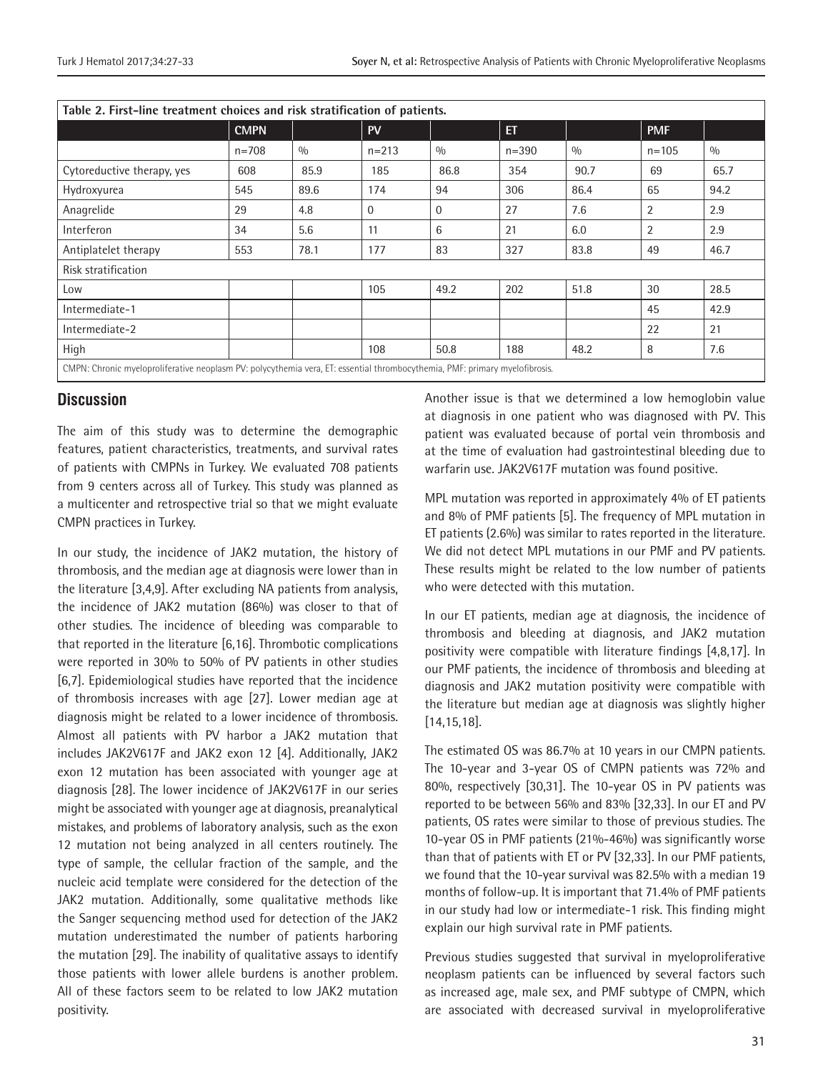**Table 2. First-line treatment choices and risk stratification of patients.**

| | CMPN | | PV | | ET | | PMF | |
|---|---|---|---|---|---|---|---|---|
| | n=708 | % | n=213 | % | n=390 | % | n=105 | % |
| Cytoreductive therapy, yes | 608 | 85.9 | 185 | 86.8 | 354 | 90.7 | 69 | 65.7 |
| Hydroxyurea | 545 | 89.6 | 174 | 94 | 306 | 86.4 | 65 | 94.2 |
| Anagrelide | 29 | 4.8 | 0 | 0 | 27 | 7.6 | 2 | 2.9 |
| Interferon | 34 | 5.6 | 11 | 6 | 21 | 6.0 | 2 | 2.9 |
| Antiplatelet therapy | 553 | 78.1 | 177 | 83 | 327 | 83.8 | 49 | 46.7 |
| Risk stratification | | | | | | | | |
| Low | | | 105 | 49.2 | 202 | 51.8 | 30 | 28.5 |
| Intermediate-1 | | | | | | | 45 | 42.9 |
| Intermediate-2 | | | | | | | 22 | 21 |
| High | | | 108 | 50.8 | 188 | 48.2 | 8 | 7.6 |

CMPN: Chronic myeloproliferative neoplasm PV: polycythemia vera, ET: essential thrombocythemia, PMF: primary myelofibrosis.

## Discussion

The aim of this study was to determine the demographic features, patient characteristics, treatments, and survival rates of patients with CMPNs in Turkey. We evaluated 708 patients from 9 centers across all of Turkey. This study was planned as a multicenter and retrospective trial so that we might evaluate CMPN practices in Turkey.

In our study, the incidence of JAK2 mutation, the history of thrombosis, and the median age at diagnosis were lower than in the literature [3,4,9]. After excluding NA patients from analysis, the incidence of JAK2 mutation (86%) was closer to that of other studies. The incidence of bleeding was comparable to that reported in the literature [6,16]. Thrombotic complications were reported in 30% to 50% of PV patients in other studies [6,7]. Epidemiological studies have reported that the incidence of thrombosis increases with age [27]. Lower median age at diagnosis might be related to a lower incidence of thrombosis. Almost all patients with PV harbor a JAK2 mutation that includes JAK2V617F and JAK2 exon 12 [4]. Additionally, JAK2 exon 12 mutation has been associated with younger age at diagnosis [28]. The lower incidence of JAK2V617F in our series might be associated with younger age at diagnosis, preanalytical mistakes, and problems of laboratory analysis, such as the exon 12 mutation not being analyzed in all centers routinely. The type of sample, the cellular fraction of the sample, and the nucleic acid template were considered for the detection of the JAK2 mutation. Additionally, some qualitative methods like the Sanger sequencing method used for detection of the JAK2 mutation underestimated the number of patients harboring the mutation [29]. The inability of qualitative assays to identify those patients with lower allele burdens is another problem. All of these factors seem to be related to low JAK2 mutation positivity.

Another issue is that we determined a low hemoglobin value at diagnosis in one patient who was diagnosed with PV. This patient was evaluated because of portal vein thrombosis and at the time of evaluation had gastrointestinal bleeding due to warfarin use. JAK2V617F mutation was found positive.

MPL mutation was reported in approximately 4% of ET patients and 8% of PMF patients [5]. The frequency of MPL mutation in ET patients (2.6%) was similar to rates reported in the literature. We did not detect MPL mutations in our PMF and PV patients. These results might be related to the low number of patients who were detected with this mutation.

In our ET patients, median age at diagnosis, the incidence of thrombosis and bleeding at diagnosis, and JAK2 mutation positivity were compatible with literature findings [4,8,17]. In our PMF patients, the incidence of thrombosis and bleeding at diagnosis and JAK2 mutation positivity were compatible with the literature but median age at diagnosis was slightly higher [14,15,18].

The estimated OS was 86.7% at 10 years in our CMPN patients. The 10-year and 3-year OS of CMPN patients was 72% and 80%, respectively [30,31]. The 10-year OS in PV patients was reported to be between 56% and 83% [32,33]. In our ET and PV patients, OS rates were similar to those of previous studies. The 10-year OS in PMF patients (21%-46%) was significantly worse than that of patients with ET or PV [32,33]. In our PMF patients, we found that the 10-year survival was 82.5% with a median 19 months of follow-up. It is important that 71.4% of PMF patients in our study had low or intermediate-1 risk. This finding might explain our high survival rate in PMF patients.

Previous studies suggested that survival in myeloproliferative neoplasm patients can be influenced by several factors such as increased age, male sex, and PMF subtype of CMPN, which are associated with decreased survival in myeloproliferative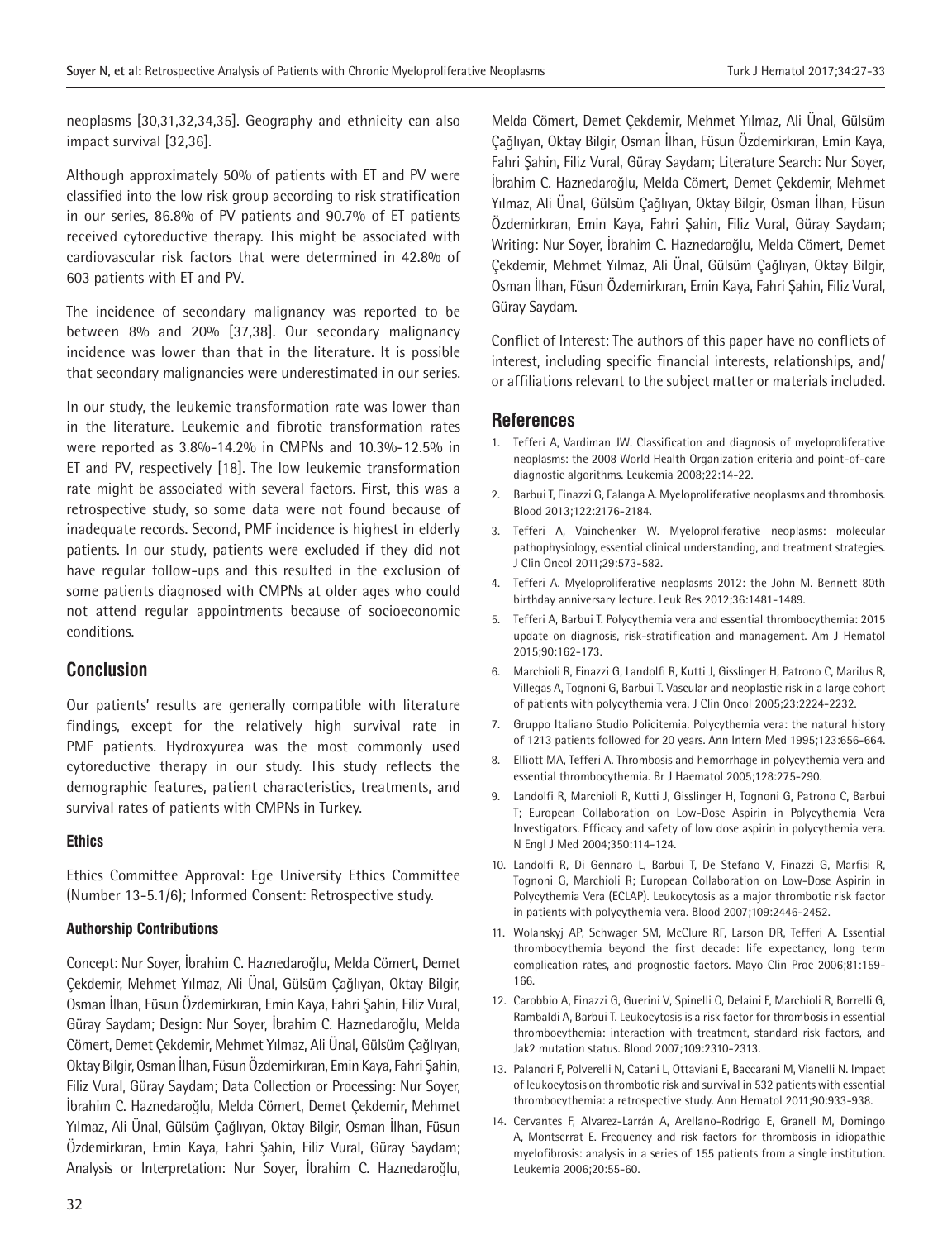neoplasms [30,31,32,34,35]. Geography and ethnicity can also impact survival [32,36].

Although approximately 50% of patients with ET and PV were classified into the low risk group according to risk stratification in our series, 86.8% of PV patients and 90.7% of ET patients received cytoreductive therapy. This might be associated with cardiovascular risk factors that were determined in 42.8% of 603 patients with ET and PV.

The incidence of secondary malignancy was reported to be between 8% and 20% [37,38]. Our secondary malignancy incidence was lower than that in the literature. It is possible that secondary malignancies were underestimated in our series.

In our study, the leukemic transformation rate was lower than in the literature. Leukemic and fibrotic transformation rates were reported as 3.8%-14.2% in CMPNs and 10.3%-12.5% in ET and PV, respectively [18]. The low leukemic transformation rate might be associated with several factors. First, this was a retrospective study, so some data were not found because of inadequate records. Second, PMF incidence is highest in elderly patients. In our study, patients were excluded if they did not have regular follow-ups and this resulted in the exclusion of some patients diagnosed with CMPNs at older ages who could not attend regular appointments because of socioeconomic conditions.

## Conclusion

Our patients' results are generally compatible with literature findings, except for the relatively high survival rate in PMF patients. Hydroxyurea was the most commonly used cytoreductive therapy in our study. This study reflects the demographic features, patient characteristics, treatments, and survival rates of patients with CMPNs in Turkey.

### Ethics

Ethics Committee Approval: Ege University Ethics Committee (Number 13-5.1/6); Informed Consent: Retrospective study.

### Authorship Contributions

Concept: Nur Soyer, İbrahim C. Haznedaroğlu, Melda Cömert, Demet Çekdemir, Mehmet Yılmaz, Ali Ünal, Gülsüm Çağlıyan, Oktay Bilgir, Osman İlhan, Füsun Özdemirkıran, Emin Kaya, Fahri Şahin, Filiz Vural, Güray Saydam; Design: Nur Soyer, İbrahim C. Haznedaroğlu, Melda Cömert, Demet Çekdemir, Mehmet Yılmaz, Ali Ünal, Gülsüm Çağlıyan, Oktay Bilgir, Osman İlhan, Füsun Özdemirkıran, Emin Kaya, Fahri Şahin, Filiz Vural, Güray Saydam; Data Collection or Processing: Nur Soyer, İbrahim C. Haznedaroğlu, Melda Cömert, Demet Çekdemir, Mehmet Yılmaz, Ali Ünal, Gülsüm Çağlıyan, Oktay Bilgir, Osman İlhan, Füsun Özdemirkıran, Emin Kaya, Fahri Şahin, Filiz Vural, Güray Saydam; Analysis or Interpretation: Nur Soyer, İbrahim C. Haznedaroğlu, Melda Cömert, Demet Çekdemir, Mehmet Yılmaz, Ali Ünal, Gülsüm Çağlıyan, Oktay Bilgir, Osman İlhan, Füsun Özdemirkıran, Emin Kaya, Fahri Şahin, Filiz Vural, Güray Saydam; Literature Search: Nur Soyer, İbrahim C. Haznedaroğlu, Melda Cömert, Demet Çekdemir, Mehmet Yılmaz, Ali Ünal, Gülsüm Çağlıyan, Oktay Bilgir, Osman İlhan, Füsun Özdemirkıran, Emin Kaya, Fahri Şahin, Filiz Vural, Güray Saydam; Writing: Nur Soyer, İbrahim C. Haznedaroğlu, Melda Cömert, Demet Çekdemir, Mehmet Yılmaz, Ali Ünal, Gülsüm Çağlıyan, Oktay Bilgir, Osman İlhan, Füsun Özdemirkıran, Emin Kaya, Fahri Şahin, Filiz Vural, Güray Saydam.

Conflict of Interest: The authors of this paper have no conflicts of interest, including specific financial interests, relationships, and/or affiliations relevant to the subject matter or materials included.

## References

1. Tefferi A, Vardiman JW. Classification and diagnosis of myeloproliferative neoplasms: the 2008 World Health Organization criteria and point-of-care diagnostic algorithms. Leukemia 2008;22:14-22.
2. Barbui T, Finazzi G, Falanga A. Myeloproliferative neoplasms and thrombosis. Blood 2013;122:2176-2184.
3. Tefferi A, Vainchenker W. Myeloproliferative neoplasms: molecular pathophysiology, essential clinical understanding, and treatment strategies. J Clin Oncol 2011;29:573-582.
4. Tefferi A. Myeloproliferative neoplasms 2012: the John M. Bennett 80th birthday anniversary lecture. Leuk Res 2012;36:1481-1489.
5. Tefferi A, Barbui T. Polycythemia vera and essential thrombocythemia: 2015 update on diagnosis, risk-stratification and management. Am J Hematol 2015;90:162-173.
6. Marchioli R, Finazzi G, Landolfi R, Kutti J, Gisslinger H, Patrono C, Marilus R, Villegas A, Tognoni G, Barbui T. Vascular and neoplastic risk in a large cohort of patients with polycythemia vera. J Clin Oncol 2005;23:2224-2232.
7. Gruppo Italiano Studio Policitemia. Polycythemia vera: the natural history of 1213 patients followed for 20 years. Ann Intern Med 1995;123:656-664.
8. Elliott MA, Tefferi A. Thrombosis and hemorrhage in polycythemia vera and essential thrombocythemia. Br J Haematol 2005;128:275-290.
9. Landolfi R, Marchioli R, Kutti J, Gisslinger H, Tognoni G, Patrono C, Barbui T; European Collaboration on Low-Dose Aspirin in Polycythemia Vera Investigators. Efficacy and safety of low dose aspirin in polycythemia vera. N Engl J Med 2004;350:114-124.
10. Landolfi R, Di Gennaro L, Barbui T, De Stefano V, Finazzi G, Marfisi R, Tognoni G, Marchioli R; European Collaboration on Low-Dose Aspirin in Polycythemia Vera (ECLAP). Leukocytosis as a major thrombotic risk factor in patients with polycythemia vera. Blood 2007;109:2446-2452.
11. Wolanskyj AP, Schwager SM, McClure RF, Larson DR, Tefferi A. Essential thrombocythemia beyond the first decade: life expectancy, long term complication rates, and prognostic factors. Mayo Clin Proc 2006;81:159-166.
12. Carobbio A, Finazzi G, Guerini V, Spinelli O, Delaini F, Marchioli R, Borrelli G, Rambaldi A, Barbui T. Leukocytosis is a risk factor for thrombosis in essential thrombocythemia: interaction with treatment, standard risk factors, and Jak2 mutation status. Blood 2007;109:2310-2313.
13. Palandri F, Polverelli N, Catani L, Ottaviani E, Baccarani M, Vianelli N. Impact of leukocytosis on thrombotic risk and survival in 532 patients with essential thrombocythemia: a retrospective study. Ann Hematol 2011;90:933-938.
14. Cervantes F, Alvarez-Larrán A, Arellano-Rodrigo E, Granell M, Domingo A, Montserrat E. Frequency and risk factors for thrombosis in idiopathic myelofibrosis: analysis in a series of 155 patients from a single institution. Leukemia 2006;20:55-60.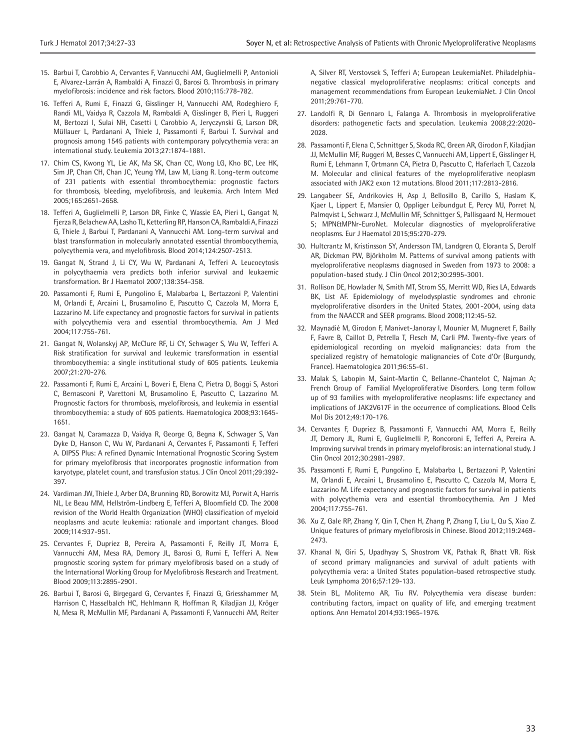15. Barbui T, Carobbio A, Cervantes F, Vannucchi AM, Guglielmelli P, Antonioli E, Alvarez-Larrán A, Rambaldi A, Finazzi G, Barosi G. Thrombosis in primary myelofibrosis: incidence and risk factors. Blood 2010;115:778-782.

16. Tefferi A, Rumi E, Finazzi G, Gisslinger H, Vannucchi AM, Rodeghiero F, Randi ML, Vaidya R, Cazzola M, Rambaldi A, Gisslinger B, Pieri L, Ruggeri M, Bertozzi I, Sulai NH, Casetti I, Carobbio A, Jeryczynski G, Larson DR, Müllauer L, Pardanani A, Thiele J, Passamonti F, Barbui T. Survival and prognosis among 1545 patients with contemporary polycythemia vera: an international study. Leukemia 2013;27:1874-1881.

17. Chim CS, Kwong YL, Lie AK, Ma SK, Chan CC, Wong LG, Kho BC, Lee HK, Sim JP, Chan CH, Chan JC, Yeung YM, Law M, Liang R. Long-term outcome of 231 patients with essential thrombocythemia: prognostic factors for thrombosis, bleeding, myelofibrosis, and leukemia. Arch Intern Med 2005;165:2651-2658.

18. Tefferi A, Guglielmelli P, Larson DR, Finke C, Wassie EA, Pieri L, Gangat N, Fjerza R, Belachew AA, Lasho TL, Ketterling RP, Hanson CA, Rambaldi A, Finazzi G, Thiele J, Barbui T, Pardanani A, Vannucchi AM. Long-term survival and blast transformation in molecularly annotated essential thrombocythemia, polycythemia vera, and myelofibrosis. Blood 2014;124:2507-2513.

19. Gangat N, Strand J, Li CY, Wu W, Pardanani A, Tefferi A. Leucocytosis in polycythaemia vera predicts both inferior survival and leukaemic transformation. Br J Haematol 2007;138:354-358.

20. Passamonti F, Rumi E, Pungolino E, Malabarba L, Bertazzoni P, Valentini M, Orlandi E, Arcaini L, Brusamolino E, Pascutto C, Cazzola M, Morra E, Lazzarino M. Life expectancy and prognostic factors for survival in patients with polycythemia vera and essential thrombocythemia. Am J Med 2004;117:755-761.

21. Gangat N, Wolanskyj AP, McClure RF, Li CY, Schwager S, Wu W, Tefferi A. Risk stratification for survival and leukemic transformation in essential thrombocythemia: a single institutional study of 605 patients. Leukemia 2007;21:270-276.

22. Passamonti F, Rumi E, Arcaini L, Boveri E, Elena C, Pietra D, Boggi S, Astori C, Bernasconi P, Varettoni M, Brusamolino E, Pascutto C, Lazzarino M. Prognostic factors for thrombosis, myelofibrosis, and leukemia in essential thrombocythemia: a study of 605 patients. Haematologica 2008;93:1645-1651.

23. Gangat N, Caramazza D, Vaidya R, George G, Begna K, Schwager S, Van Dyke D, Hanson C, Wu W, Pardanani A, Cervantes F, Passamonti F, Tefferi A. DIPSS Plus: A refined Dynamic International Prognostic Scoring System for primary myelofibrosis that incorporates prognostic information from karyotype, platelet count, and transfusion status. J Clin Oncol 2011;29:392-397.

24. Vardiman JW, Thiele J, Arber DA, Brunning RD, Borowitz MJ, Porwit A, Harris NL, Le Beau MM, Hellström-Lindberg E, Tefferi A, Bloomfield CD. The 2008 revision of the World Health Organization (WHO) classification of myeloid neoplasms and acute leukemia: rationale and important changes. Blood 2009;114:937-951.

25. Cervantes F, Dupriez B, Pereira A, Passamonti F, Reilly JT, Morra E, Vannucchi AM, Mesa RA, Demory JL, Barosi G, Rumi E, Tefferi A. New prognostic scoring system for primary myelofibrosis based on a study of the International Working Group for Myelofibrosis Research and Treatment. Blood 2009;113:2895-2901.

26. Barbui T, Barosi G, Birgegard G, Cervantes F, Finazzi G, Griesshammer M, Harrison C, Hasselbalch HC, Hehlmann R, Hoffman R, Kiladjian JJ, Kröger N, Mesa R, McMullin MF, Pardanani A, Passamonti F, Vannucchi AM, Reiter A, Silver RT, Verstovsek S, Tefferi A; European LeukemiaNet. Philadelphia-negative classical myeloproliferative neoplasms: critical concepts and management recommendations from European LeukemiaNet. J Clin Oncol 2011;29:761-770.

27. Landolfi R, Di Gennaro L, Falanga A. Thrombosis in myeloproliferative disorders: pathogenetic facts and speculation. Leukemia 2008;22:2020-2028.

28. Passamonti F, Elena C, Schnittger S, Skoda RC, Green AR, Girodon F, Kiladjian JJ, McMullin MF, Ruggeri M, Besses C, Vannucchi AM, Lippert E, Gisslinger H, Rumi E, Lehmann T, Ortmann CA, Pietra D, Pascutto C, Haferlach T, Cazzola M. Molecular and clinical features of the myeloproliferative neoplasm associated with JAK2 exon 12 mutations. Blood 2011;117:2813-2816.

29. Langabeer SE, Andrikovics H, Asp J, Bellosillo B, Carillo S, Haslam K, Kjaer L, Lippert E, Mansier O, Oppliger Leibundgut E, Percy MJ, Porret N, Palmqvist L, Schwarz J, McMullin MF, Schnittger S, Pallisgaard N, Hermouet S; MPN&MPNr-EuroNet. Molecular diagnostics of myeloproliferative neoplasms. Eur J Haematol 2015;95:270-279.

30. Hultcrantz M, Kristinsson SY, Andersson TM, Landgren O, Eloranta S, Derolf AR, Dickman PW, Björkholm M. Patterns of survival among patients with myeloproliferative neoplasms diagnosed in Sweden from 1973 to 2008: a population-based study. J Clin Oncol 2012;30:2995-3001.

31. Rollison DE, Howlader N, Smith MT, Strom SS, Merritt WD, Ries LA, Edwards BK, List AF. Epidemiology of myelodysplastic syndromes and chronic myeloproliferative disorders in the United States, 2001-2004, using data from the NAACCR and SEER programs. Blood 2008;112:45-52.

32. Maynadié M, Girodon F, Manivet-Janoray I, Mounier M, Mugneret F, Bailly F, Favre B, Caillot D, Petrella T, Flesch M, Carli PM. Twenty-five years of epidemiological recording on myeloid malignancies: data from the specialized registry of hematologic malignancies of Cote d'Or (Burgundy, France). Haematologica 2011;96:55-61.

33. Malak S, Labopin M, Saint-Martin C, Bellanne-Chantelot C, Najman A; French Group of Familial Myeloproliferative Disorders. Long term follow up of 93 families with myeloproliferative neoplasms: life expectancy and implications of JAK2V617F in the occurrence of complications. Blood Cells Mol Dis 2012;49:170-176.

34. Cervantes F, Dupriez B, Passamonti F, Vannucchi AM, Morra E, Reilly JT, Demory JL, Rumi E, Guglielmelli P, Roncoroni E, Tefferi A, Pereira A. Improving survival trends in primary myelofibrosis: an international study. J Clin Oncol 2012;30:2981-2987.

35. Passamonti F, Rumi E, Pungolino E, Malabarba L, Bertazzoni P, Valentini M, Orlandi E, Arcaini L, Brusamolino E, Pascutto C, Cazzola M, Morra E, Lazzarino M. Life expectancy and prognostic factors for survival in patients with polycythemia vera and essential thrombocythemia. Am J Med 2004;117:755-761.

36. Xu Z, Gale RP, Zhang Y, Qin T, Chen H, Zhang P, Zhang T, Liu L, Qu S, Xiao Z. Unique features of primary myelofibrosis in Chinese. Blood 2012;119:2469-2473.

37. Khanal N, Giri S, Upadhyay S, Shostrom VK, Pathak R, Bhatt VR. Risk of second primary malignancies and survival of adult patients with polycythemia vera: a United States population-based retrospective study. Leuk Lymphoma 2016;57:129-133.

38. Stein BL, Moliterno AR, Tiu RV. Polycythemia vera disease burden: contributing factors, impact on quality of life, and emerging treatment options. Ann Hematol 2014;93:1965-1976.